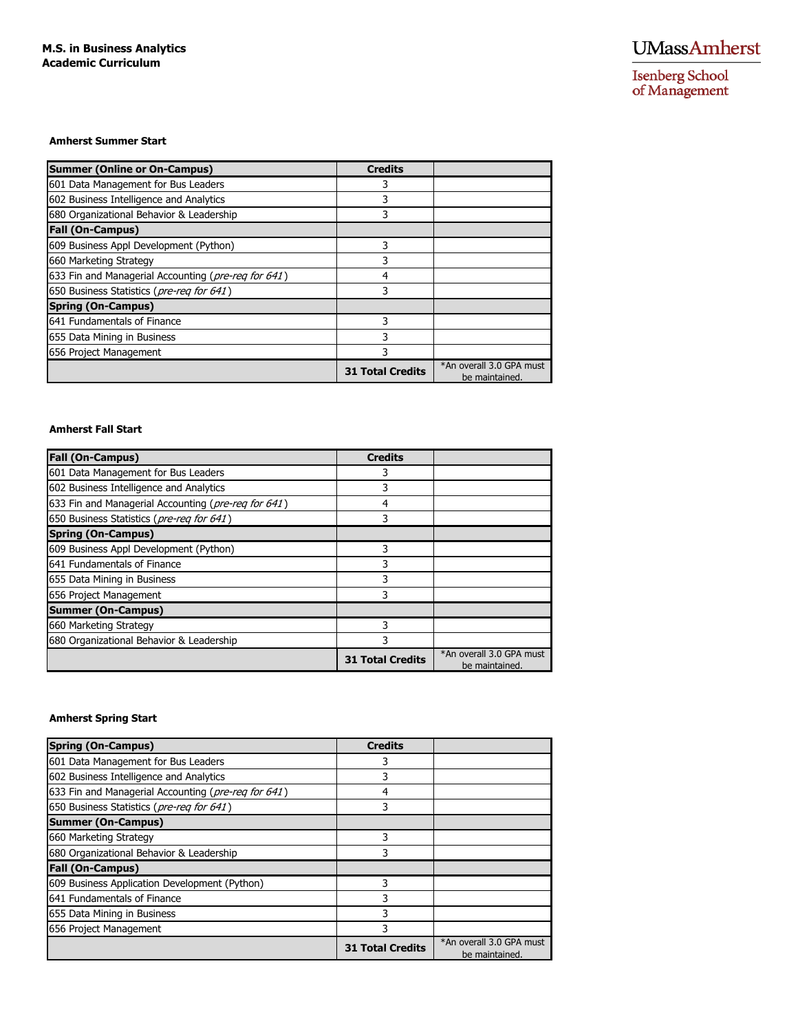**M.S. in Business Analytics**
**Academic Curriculum**

UMass Amherst
Isenberg School of Management

### Amherst Summer Start

| Summer (Online or On-Campus) | Credits | |
|---|---|---|
| 601 Data Management for Bus Leaders | 3 | |
| 602 Business Intelligence and Analytics | 3 | |
| 680 Organizational Behavior & Leadership | 3 | |
| **Fall (On-Campus)** | | |
| 609 Business Appl Development (Python) | 3 | |
| 660 Marketing Strategy | 3 | |
| 633 Fin and Managerial Accounting (*pre-req for 641*) | 4 | |
| 650 Business Statistics (*pre-req for 641*) | 3 | |
| **Spring (On-Campus)** | | |
| 641 Fundamentals of Finance | 3 | |
| 655 Data Mining in Business | 3 | |
| 656 Project Management | 3 | |
| | **31 Total Credits** | *An overall 3.0 GPA must be maintained. |

### Amherst Fall Start

| Fall (On-Campus) | Credits | |
|---|---|---|
| 601 Data Management for Bus Leaders | 3 | |
| 602 Business Intelligence and Analytics | 3 | |
| 633 Fin and Managerial Accounting (*pre-req for 641*) | 4 | |
| 650 Business Statistics (*pre-req for 641*) | 3 | |
| **Spring (On-Campus)** | | |
| 609 Business Appl Development (Python) | 3 | |
| 641 Fundamentals of Finance | 3 | |
| 655 Data Mining in Business | 3 | |
| 656 Project Management | 3 | |
| **Summer (On-Campus)** | | |
| 660 Marketing Strategy | 3 | |
| 680 Organizational Behavior & Leadership | 3 | |
| | **31 Total Credits** | *An overall 3.0 GPA must be maintained. |

### Amherst Spring Start

| Spring (On-Campus) | Credits | |
|---|---|---|
| 601 Data Management for Bus Leaders | 3 | |
| 602 Business Intelligence and Analytics | 3 | |
| 633 Fin and Managerial Accounting (*pre-req for 641*) | 4 | |
| 650 Business Statistics (*pre-req for 641*) | 3 | |
| **Summer (On-Campus)** | | |
| 660 Marketing Strategy | 3 | |
| 680 Organizational Behavior & Leadership | 3 | |
| **Fall (On-Campus)** | | |
| 609 Business Application Development (Python) | 3 | |
| 641 Fundamentals of Finance | 3 | |
| 655 Data Mining in Business | 3 | |
| 656 Project Management | 3 | |
| | **31 Total Credits** | *An overall 3.0 GPA must be maintained. |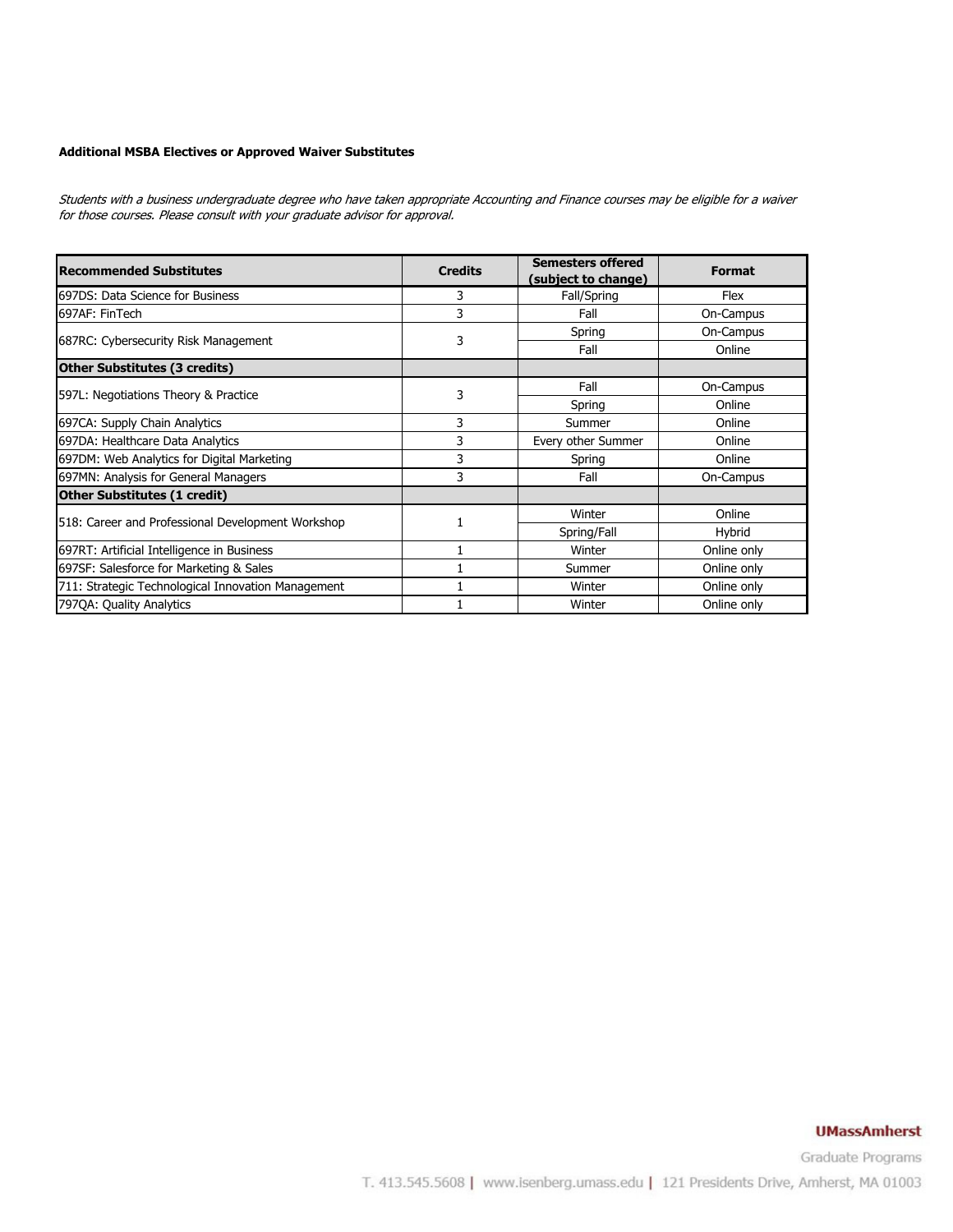**Additional MSBA Electives or Approved Waiver Substitutes**

*Students with a business undergraduate degree who have taken appropriate Accounting and Finance courses may be eligible for a waiver for those courses. Please consult with your graduate advisor for approval.*

| Recommended Substitutes | Credits | Semesters offered (subject to change) | Format |
|---|---|---|---|
| 697DS: Data Science for Business | 3 | Fall/Spring | Flex |
| 697AF: FinTech | 3 | Fall | On-Campus |
| 687RC: Cybersecurity Risk Management | 3 | Spring | On-Campus |
| | | Fall | Online |
| **Other Substitutes (3 credits)** | | | |
| 597L: Negotiations Theory & Practice | 3 | Fall | On-Campus |
| | | Spring | Online |
| 697CA: Supply Chain Analytics | 3 | Summer | Online |
| 697DA: Healthcare Data Analytics | 3 | Every other Summer | Online |
| 697DM: Web Analytics for Digital Marketing | 3 | Spring | Online |
| 697MN: Analysis for General Managers | 3 | Fall | On-Campus |
| **Other Substitutes (1 credit)** | | | |
| 518: Career and Professional Development Workshop | 1 | Winter | Online |
| | | Spring/Fall | Hybrid |
| 697RT: Artificial Intelligence in Business | 1 | Winter | Online only |
| 697SF: Salesforce for Marketing & Sales | 1 | Summer | Online only |
| 711: Strategic Technological Innovation Management | 1 | Winter | Online only |
| 797QA: Quality Analytics | 1 | Winter | Online only |

UMassAmherst

Graduate Programs

T. 413.545.5608 | www.isenberg.umass.edu | 121 Presidents Drive, Amherst, MA 01003